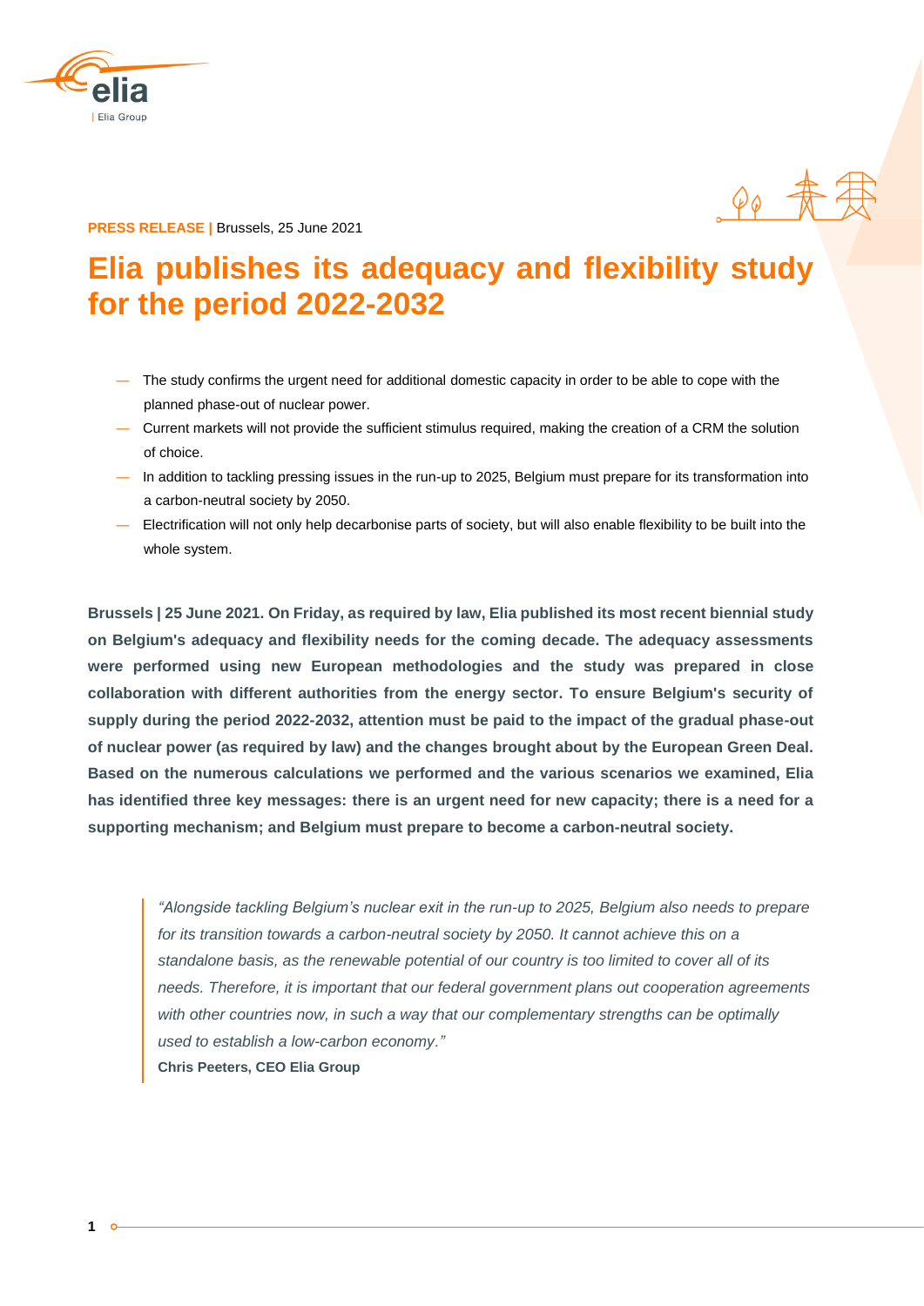**PRESS RELEASE |** Brussels, 25 June 2021

# Elia publishes its adequacy and flexibility study for the period 2022-2032

- The study confirms the urgent need for additional domestic capacity in order to be able to cope with the planned phase-out of nuclear power.
- Current markets will not provide the sufficient stimulus required, making the creation of a CRM the solution of choice.
- In addition to tackling pressing issues in the run-up to 2025, Belgium must prepare for its transformation into a carbon-neutral society by 2050.
- Electrification will not only help decarbonise parts of society, but will also enable flexibility to be built into the whole system.

**Brussels | 25 June 2021. On Friday, as required by law, Elia published its most recent biennial study on Belgium's adequacy and flexibility needs for the coming decade. The adequacy assessments were performed using new European methodologies and the study was prepared in close collaboration with different authorities from the energy sector. To ensure Belgium's security of supply during the period 2022-2032, attention must be paid to the impact of the gradual phase-out of nuclear power (as required by law) and the changes brought about by the European Green Deal. Based on the numerous calculations we performed and the various scenarios we examined, Elia has identified three key messages: there is an urgent need for new capacity; there is a need for a supporting mechanism; and Belgium must prepare to become a carbon-neutral society.**

> *"Alongside tackling Belgium's nuclear exit in the run-up to 2025, Belgium also needs to prepare for its transition towards a carbon-neutral society by 2050. It cannot achieve this on a standalone basis, as the renewable potential of our country is too limited to cover all of its needs. Therefore, it is important that our federal government plans out cooperation agreements with other countries now, in such a way that our complementary strengths can be optimally used to establish a low-carbon economy."*
> **Chris Peeters, CEO Elia Group**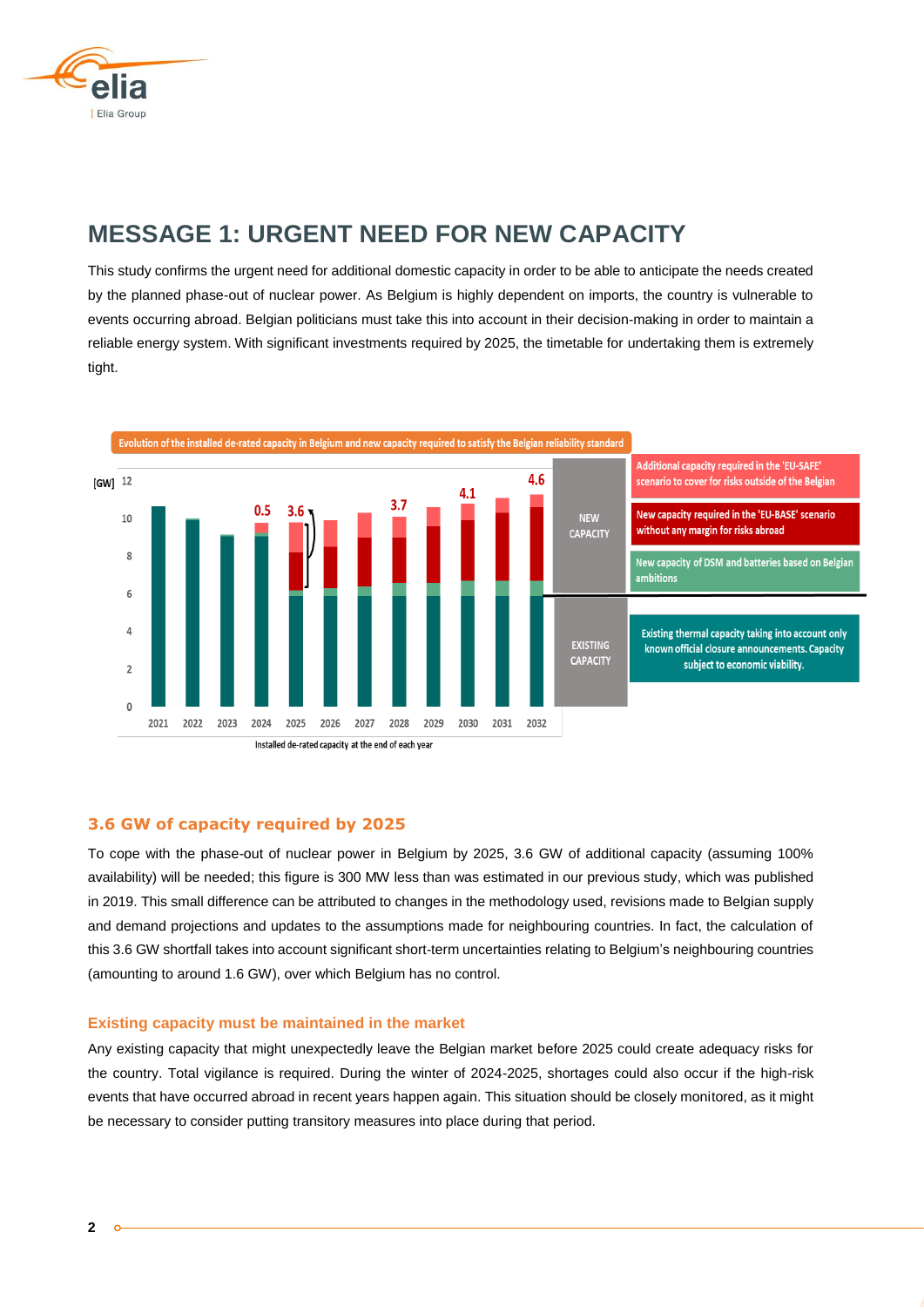# MESSAGE 1: URGENT NEED FOR NEW CAPACITY

This study confirms the urgent need for additional domestic capacity in order to be able to anticipate the needs created by the planned phase-out of nuclear power. As Belgium is highly dependent on imports, the country is vulnerable to events occurring abroad. Belgian politicians must take this into account in their decision-making in order to maintain a reliable energy system. With significant investments required by 2025, the timetable for undertaking them is extremely tight.

Evolution of the installed de-rated capacity in Belgium and new capacity required to satisfy the Belgian reliability standard

[GW]

| Year | 2021 | 2022 | 2023 | 2024 | 2025 | 2026 | 2027 | 2028 | 2029 | 2030 | 2031 | 2032 |
|---|---|---|---|---|---|---|---|---|---|---|---|---|
| New capacity required (labelled) | | | | 0.5 | 3.6 | | | 3.7 | | 4.1 | | 4.6 |

Installed de-rated capacity at the end of each year

NEW CAPACITY:
- Additional capacity required in the 'EU-SAFE' scenario to cover for risks outside of the Belgian
- New capacity required in the 'EU-BASE' scenario without any margin for risks abroad
- New capacity of DSM and batteries based on Belgian ambitions

EXISTING CAPACITY:
- Existing thermal capacity taking into account only known official closure announcements. Capacity subject to economic viability.

### 3.6 GW of capacity required by 2025

To cope with the phase-out of nuclear power in Belgium by 2025, 3.6 GW of additional capacity (assuming 100% availability) will be needed; this figure is 300 MW less than was estimated in our previous study, which was published in 2019. This small difference can be attributed to changes in the methodology used, revisions made to Belgian supply and demand projections and updates to the assumptions made for neighbouring countries. In fact, the calculation of this 3.6 GW shortfall takes into account significant short-term uncertainties relating to Belgium's neighbouring countries (amounting to around 1.6 GW), over which Belgium has no control.

#### Existing capacity must be maintained in the market

Any existing capacity that might unexpectedly leave the Belgian market before 2025 could create adequacy risks for the country. Total vigilance is required. During the winter of 2024-2025, shortages could also occur if the high-risk events that have occurred abroad in recent years happen again. This situation should be closely monitored, as it might be necessary to consider putting transitory measures into place during that period.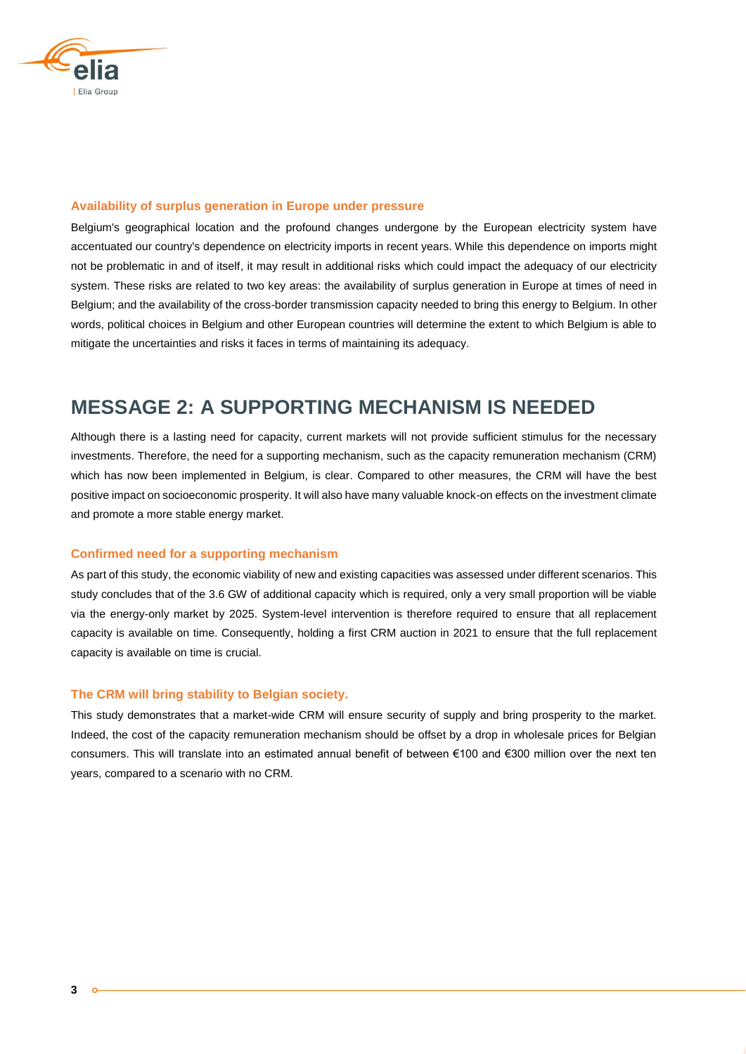### Availability of surplus generation in Europe under pressure

Belgium's geographical location and the profound changes undergone by the European electricity system have accentuated our country's dependence on electricity imports in recent years. While this dependence on imports might not be problematic in and of itself, it may result in additional risks which could impact the adequacy of our electricity system. These risks are related to two key areas: the availability of surplus generation in Europe at times of need in Belgium; and the availability of the cross-border transmission capacity needed to bring this energy to Belgium. In other words, political choices in Belgium and other European countries will determine the extent to which Belgium is able to mitigate the uncertainties and risks it faces in terms of maintaining its adequacy.

## MESSAGE 2: A SUPPORTING MECHANISM IS NEEDED

Although there is a lasting need for capacity, current markets will not provide sufficient stimulus for the necessary investments. Therefore, the need for a supporting mechanism, such as the capacity remuneration mechanism (CRM) which has now been implemented in Belgium, is clear. Compared to other measures, the CRM will have the best positive impact on socioeconomic prosperity. It will also have many valuable knock-on effects on the investment climate and promote a more stable energy market.

### Confirmed need for a supporting mechanism

As part of this study, the economic viability of new and existing capacities was assessed under different scenarios. This study concludes that of the 3.6 GW of additional capacity which is required, only a very small proportion will be viable via the energy-only market by 2025. System-level intervention is therefore required to ensure that all replacement capacity is available on time. Consequently, holding a first CRM auction in 2021 to ensure that the full replacement capacity is available on time is crucial.

### The CRM will bring stability to Belgian society.

This study demonstrates that a market-wide CRM will ensure security of supply and bring prosperity to the market. Indeed, the cost of the capacity remuneration mechanism should be offset by a drop in wholesale prices for Belgian consumers. This will translate into an estimated annual benefit of between €100 and €300 million over the next ten years, compared to a scenario with no CRM.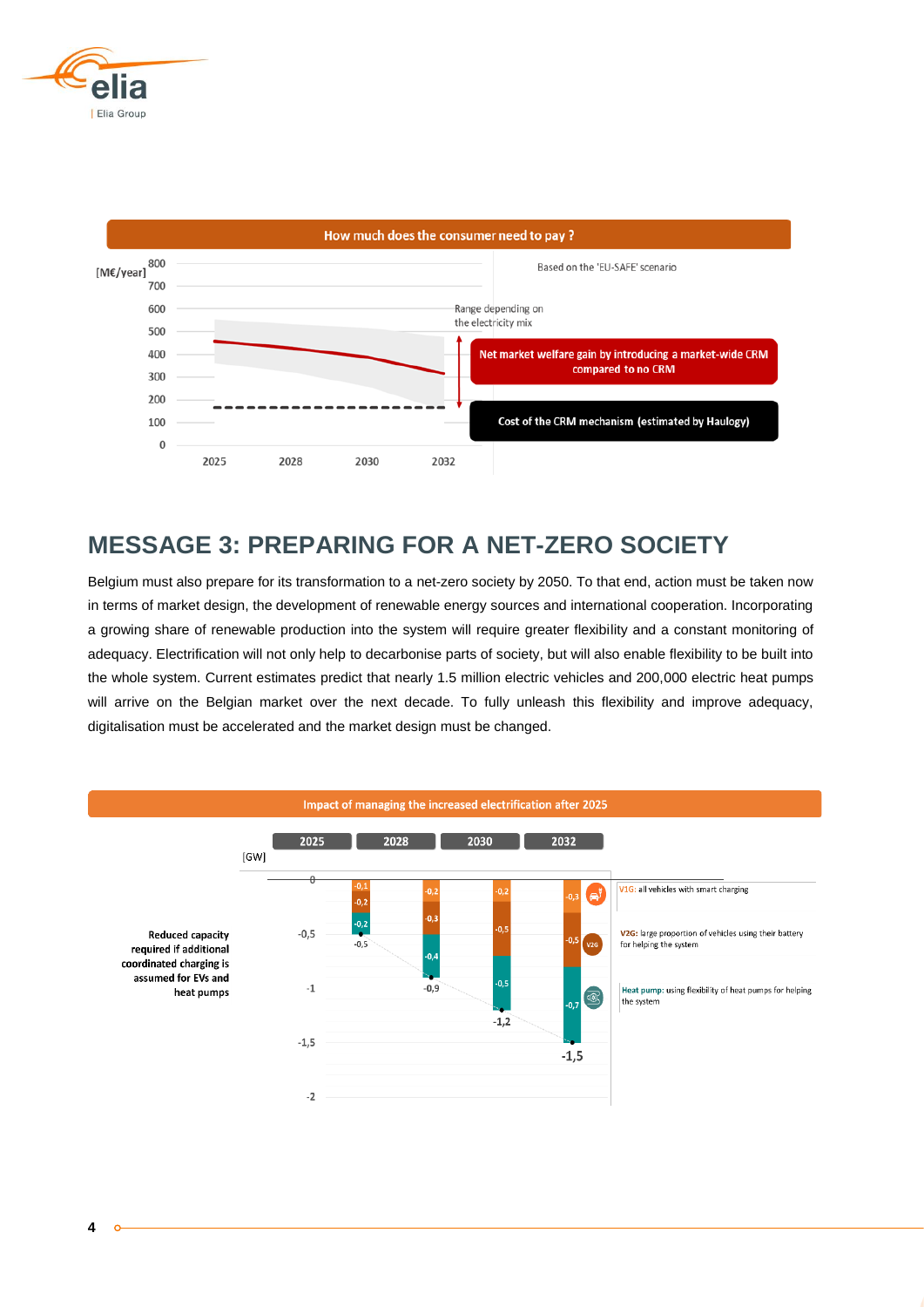**How much does the consumer need to pay ?**

[M€/year]

Based on the 'EU-SAFE' scenario

Range depending on the electricity mix

Net market welfare gain by introducing a market-wide CRM compared to no CRM

Cost of the CRM mechanism (estimated by Haulogy)

## MESSAGE 3: PREPARING FOR A NET-ZERO SOCIETY

Belgium must also prepare for its transformation to a net-zero society by 2050. To that end, action must be taken now in terms of market design, the development of renewable energy sources and international cooperation. Incorporating a growing share of renewable production into the system will require greater flexibility and a constant monitoring of adequacy. Electrification will not only help to decarbonise parts of society, but will also enable flexibility to be built into the whole system. Current estimates predict that nearly 1.5 million electric vehicles and 200,000 electric heat pumps will arrive on the Belgian market over the next decade. To fully unleash this flexibility and improve adequacy, digitalisation must be accelerated and the market design must be changed.

**Impact of managing the increased electrification after 2025**

[GW]

Reduced capacity required if additional coordinated charging is assumed for EVs and heat pumps

| | 2025 | 2028 | 2030 | 2032 |
|---|---|---|---|---|
| V1G | -0,1 | -0,2 | -0,2 | -0,3 |
| V2G | -0,2 | -0,3 | -0,5 | -0,5 |
| Heat pump | -0,2 | -0,4 | -0,5 | -0,7 |
| Total | -0,5 | -0,9 | -1,2 | -1,5 |

V1G: all vehicles with smart charging

V2G: large proportion of vehicles using their battery for helping the system

Heat pump: using flexibility of heat pumps for helping the system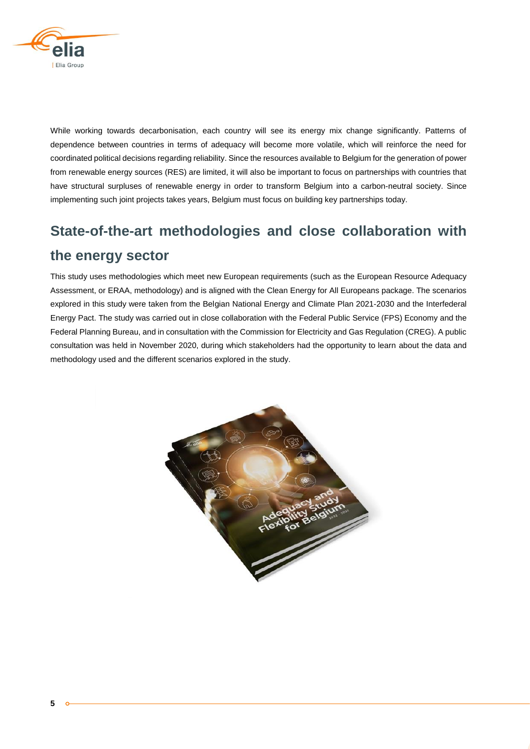While working towards decarbonisation, each country will see its energy mix change significantly. Patterns of dependence between countries in terms of adequacy will become more volatile, which will reinforce the need for coordinated political decisions regarding reliability. Since the resources available to Belgium for the generation of power from renewable energy sources (RES) are limited, it will also be important to focus on partnerships with countries that have structural surpluses of renewable energy in order to transform Belgium into a carbon-neutral society. Since implementing such joint projects takes years, Belgium must focus on building key partnerships today.

## State-of-the-art methodologies and close collaboration with the energy sector

This study uses methodologies which meet new European requirements (such as the European Resource Adequacy Assessment, or ERAA, methodology) and is aligned with the Clean Energy for All Europeans package. The scenarios explored in this study were taken from the Belgian National Energy and Climate Plan 2021-2030 and the Interfederal Energy Pact. The study was carried out in close collaboration with the Federal Public Service (FPS) Economy and the Federal Planning Bureau, and in consultation with the Commission for Electricity and Gas Regulation (CREG). A public consultation was held in November 2020, during which stakeholders had the opportunity to learn about the data and methodology used and the different scenarios explored in the study.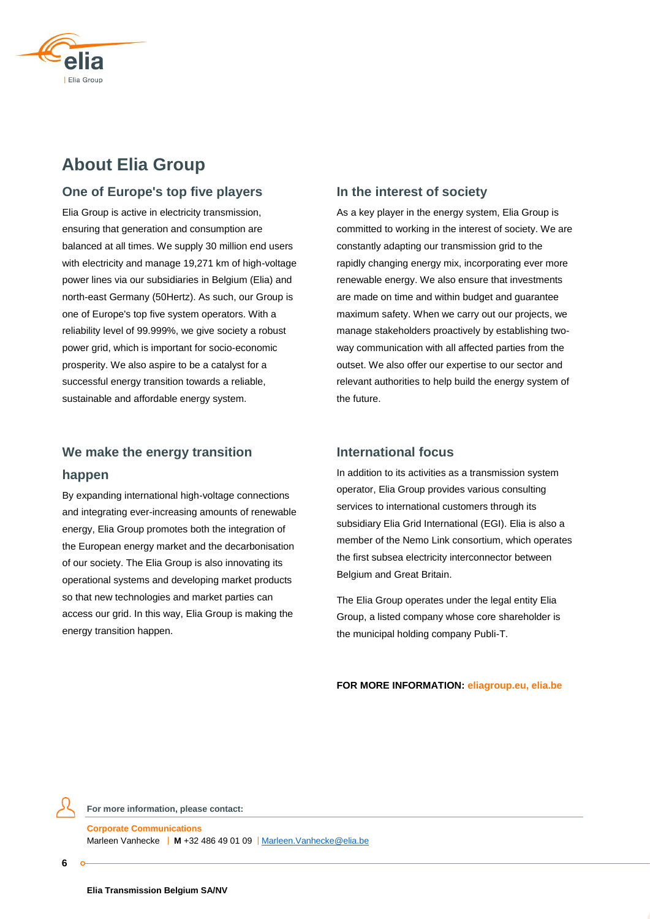# About Elia Group

## One of Europe's top five players

Elia Group is active in electricity transmission, ensuring that generation and consumption are balanced at all times. We supply 30 million end users with electricity and manage 19,271 km of high-voltage power lines via our subsidiaries in Belgium (Elia) and north-east Germany (50Hertz). As such, our Group is one of Europe's top five system operators. With a reliability level of 99.999%, we give society a robust power grid, which is important for socio-economic prosperity. We also aspire to be a catalyst for a successful energy transition towards a reliable, sustainable and affordable energy system.

## We make the energy transition happen

By expanding international high-voltage connections and integrating ever-increasing amounts of renewable energy, Elia Group promotes both the integration of the European energy market and the decarbonisation of our society. The Elia Group is also innovating its operational systems and developing market products so that new technologies and market parties can access our grid. In this way, Elia Group is making the energy transition happen.

## In the interest of society

As a key player in the energy system, Elia Group is committed to working in the interest of society. We are constantly adapting our transmission grid to the rapidly changing energy mix, incorporating ever more renewable energy. We also ensure that investments are made on time and within budget and guarantee maximum safety. When we carry out our projects, we manage stakeholders proactively by establishing two-way communication with all affected parties from the outset. We also offer our expertise to our sector and relevant authorities to help build the energy system of the future.

## International focus

In addition to its activities as a transmission system operator, Elia Group provides various consulting services to international customers through its subsidiary Elia Grid International (EGI). Elia is also a member of the Nemo Link consortium, which operates the first subsea electricity interconnector between Belgium and Great Britain.

The Elia Group operates under the legal entity Elia Group, a listed company whose core shareholder is the municipal holding company Publi-T.

**FOR MORE INFORMATION: eliagroup.eu, elia.be**

**For more information, please contact:**

**Corporate Communications**
Marleen Vanhecke | **M** +32 486 49 01 09 | Marleen.Vanhecke@elia.be

**Elia Transmission Belgium SA/NV**